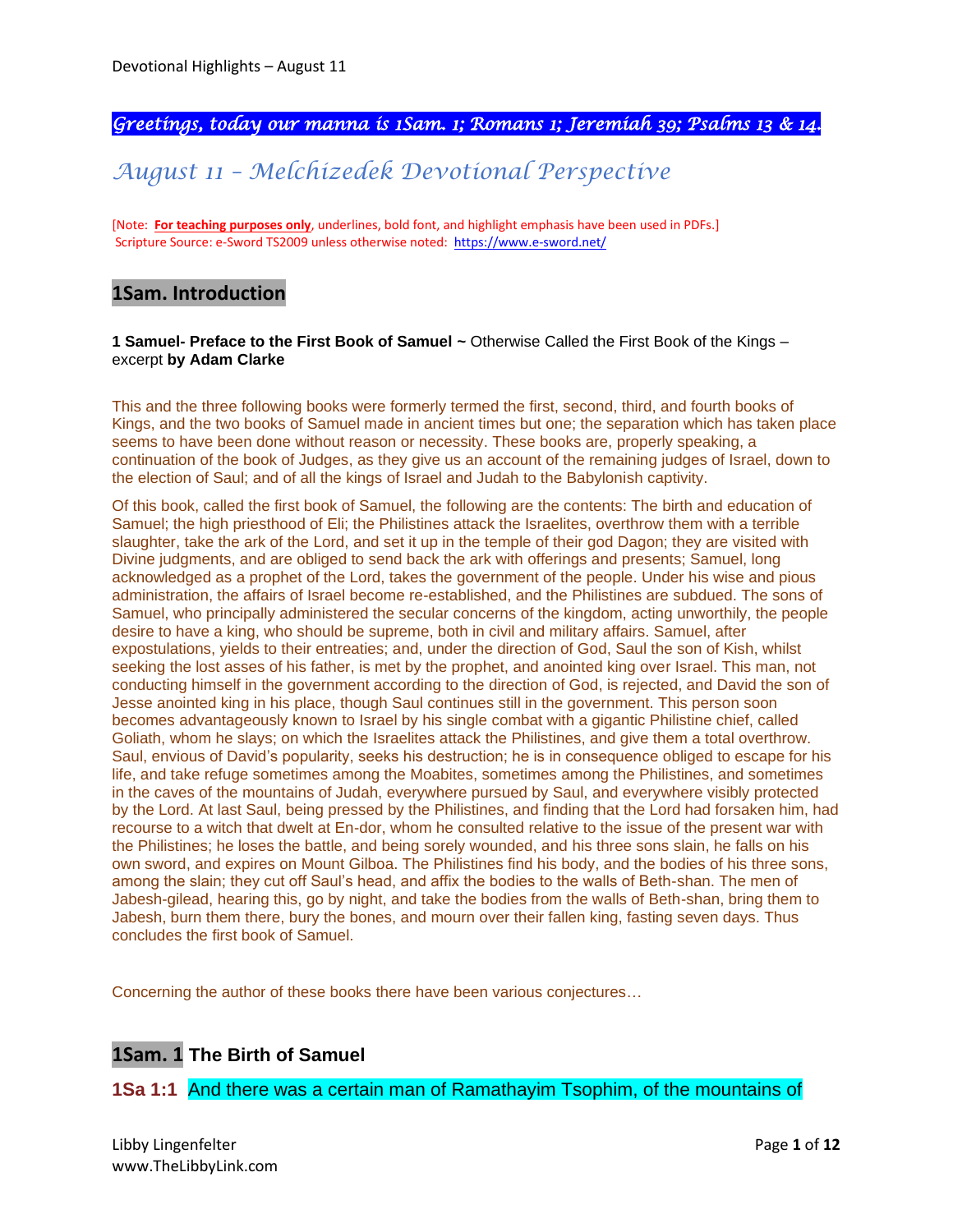*Greetings, today our manna is 1Sam. 1; Romans 1; Jeremiah 39; Psalms 13 & 14.*

# *August 11 – Melchizedek Devotional Perspective*

[Note: **For teaching purposes only**, underlines, bold font, and highlight emphasis have been used in PDFs.]
Scripture Source: e-Sword TS2009 unless otherwise noted: https://www.e-sword.net/

## 1Sam. Introduction

**1 Samuel- Preface to the First Book of Samuel ~** Otherwise Called the First Book of the Kings – excerpt **by Adam Clarke**

This and the three following books were formerly termed the first, second, third, and fourth books of Kings, and the two books of Samuel made in ancient times but one; the separation which has taken place seems to have been done without reason or necessity. These books are, properly speaking, a continuation of the book of Judges, as they give us an account of the remaining judges of Israel, down to the election of Saul; and of all the kings of Israel and Judah to the Babylonish captivity.

Of this book, called the first book of Samuel, the following are the contents: The birth and education of Samuel; the high priesthood of Eli; the Philistines attack the Israelites, overthrow them with a terrible slaughter, take the ark of the Lord, and set it up in the temple of their god Dagon; they are visited with Divine judgments, and are obliged to send back the ark with offerings and presents; Samuel, long acknowledged as a prophet of the Lord, takes the government of the people. Under his wise and pious administration, the affairs of Israel become re-established, and the Philistines are subdued. The sons of Samuel, who principally administered the secular concerns of the kingdom, acting unworthily, the people desire to have a king, who should be supreme, both in civil and military affairs. Samuel, after expostulations, yields to their entreaties; and, under the direction of God, Saul the son of Kish, whilst seeking the lost asses of his father, is met by the prophet, and anointed king over Israel. This man, not conducting himself in the government according to the direction of God, is rejected, and David the son of Jesse anointed king in his place, though Saul continues still in the government. This person soon becomes advantageously known to Israel by his single combat with a gigantic Philistine chief, called Goliath, whom he slays; on which the Israelites attack the Philistines, and give them a total overthrow. Saul, envious of David's popularity, seeks his destruction; he is in consequence obliged to escape for his life, and take refuge sometimes among the Moabites, sometimes among the Philistines, and sometimes in the caves of the mountains of Judah, everywhere pursued by Saul, and everywhere visibly protected by the Lord. At last Saul, being pressed by the Philistines, and finding that the Lord had forsaken him, had recourse to a witch that dwelt at En-dor, whom he consulted relative to the issue of the present war with the Philistines; he loses the battle, and being sorely wounded, and his three sons slain, he falls on his own sword, and expires on Mount Gilboa. The Philistines find his body, and the bodies of his three sons, among the slain; they cut off Saul's head, and affix the bodies to the walls of Beth-shan. The men of Jabesh-gilead, hearing this, go by night, and take the bodies from the walls of Beth-shan, bring them to Jabesh, burn them there, bury the bones, and mourn over their fallen king, fasting seven days. Thus concludes the first book of Samuel.

Concerning the author of these books there have been various conjectures…

## 1Sam. 1 The Birth of Samuel

**1Sa 1:1** And there was a certain man of Ramathayim Tsophim, of the mountains of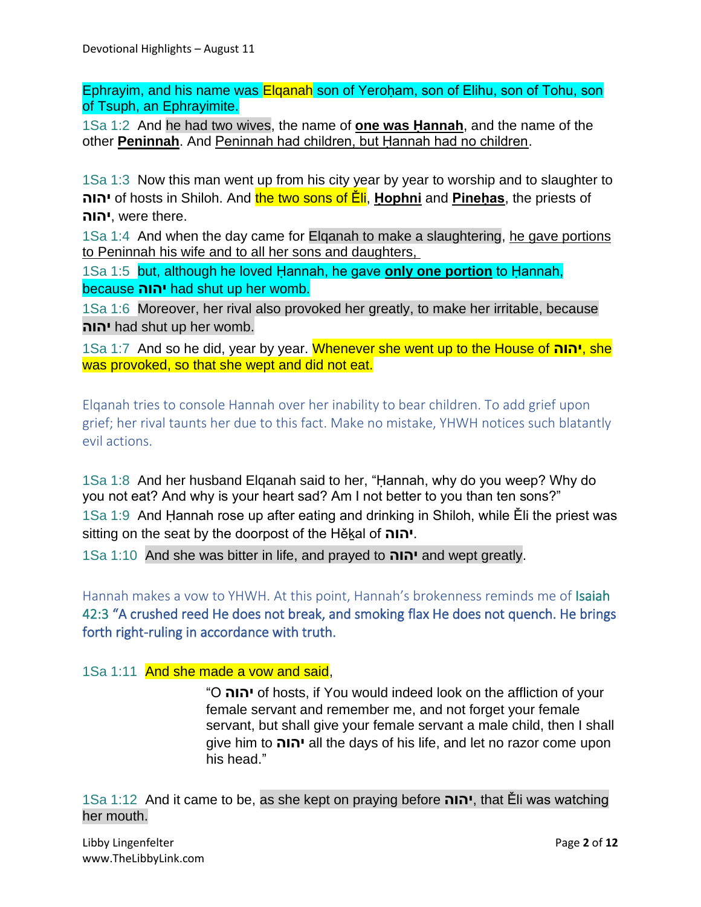Ephrayim, and his name was Elqanah son of Yeroḥam, son of Elihu, son of Tohu, son of Tsuph, an Ephrayimite.

1Sa 1:2 And he had two wives, the name of **one was Ḥannah**, and the name of the other **Peninnah**. And Peninnah had children, but Ḥannah had no children.

1Sa 1:3 Now this man went up from his city year by year to worship and to slaughter to **יהוה** of hosts in Shiloh. And the two sons of Ěli, **Hophni** and **Pineḥas**, the priests of **יהוה**, were there.

1Sa 1:4 And when the day came for Elqanah to make a slaughtering, he gave portions to Peninnah his wife and to all her sons and daughters,

1Sa 1:5 but, although he loved Ḥannah, he gave **only one portion** to Ḥannah, because **יהוה** had shut up her womb.

1Sa 1:6 Moreover, her rival also provoked her greatly, to make her irritable, because **יהוה** had shut up her womb.

1Sa 1:7 And so he did, year by year. Whenever she went up to the House of **יהוה**, she was provoked, so that she wept and did not eat.

Elqanah tries to console Hannah over her inability to bear children. To add grief upon grief; her rival taunts her due to this fact. Make no mistake, YHWH notices such blatantly evil actions.

1Sa 1:8 And her husband Elqanah said to her, "Ḥannah, why do you weep? Why do you not eat? And why is your heart sad? Am I not better to you than ten sons?"

1Sa 1:9 And Ḥannah rose up after eating and drinking in Shiloh, while Ěli the priest was sitting on the seat by the doorpost of the Hěḵal of **יהוה**.

1Sa 1:10 And she was bitter in life, and prayed to **יהוה** and wept greatly.

Hannah makes a vow to YHWH. At this point, Hannah's brokenness reminds me of Isaiah 42:3 "A crushed reed He does not break, and smoking flax He does not quench. He brings forth right-ruling in accordance with truth.

1Sa 1:11 And she made a vow and said,

> "O **יהוה** of hosts, if You would indeed look on the affliction of your female servant and remember me, and not forget your female servant, but shall give your female servant a male child, then I shall give him to **יהוה** all the days of his life, and let no razor come upon his head."

1Sa 1:12 And it came to be, as she kept on praying before **יהוה**, that Ěli was watching her mouth.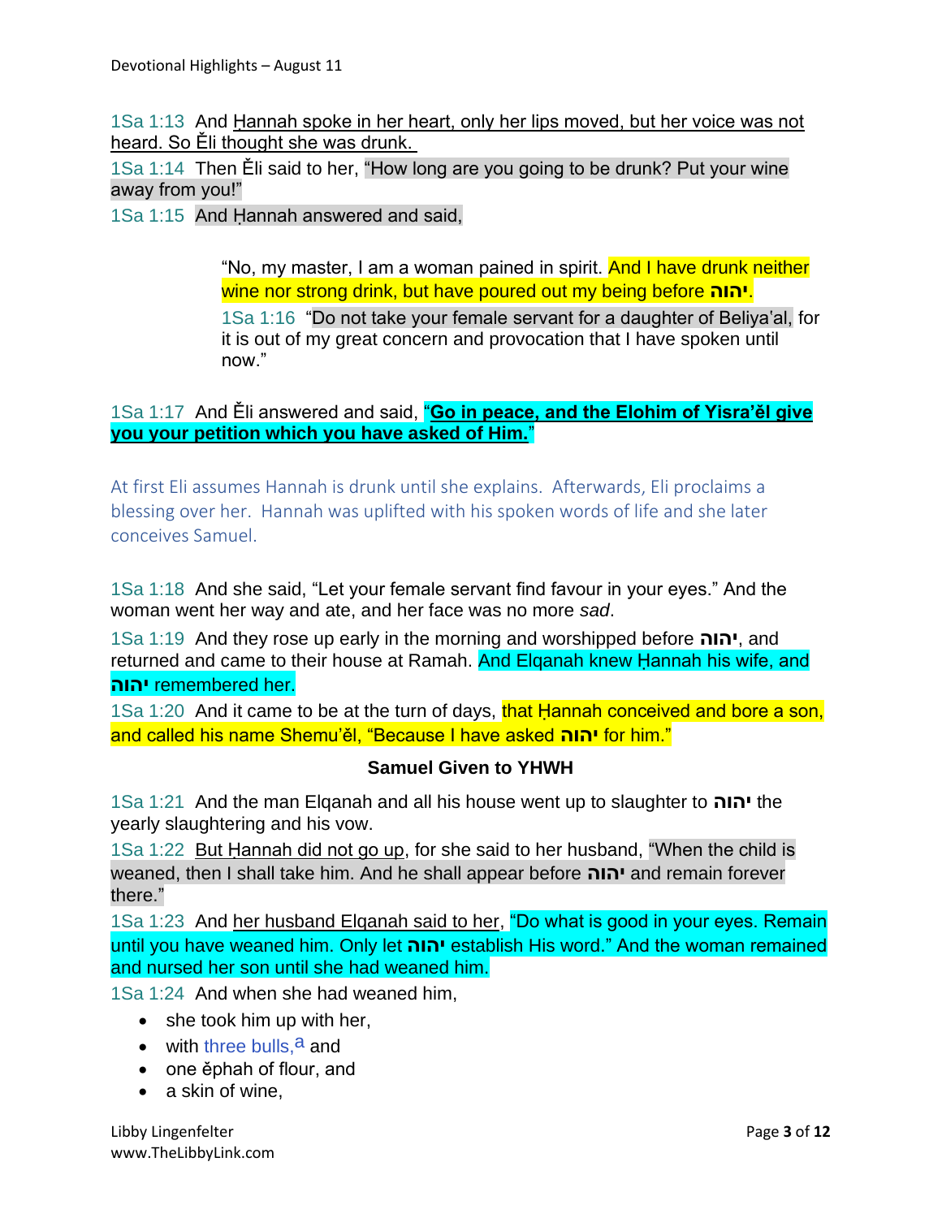1Sa 1:13  And Ḥannah spoke in her heart, only her lips moved, but her voice was not heard. So Ěli thought she was drunk.

1Sa 1:14  Then Ěli said to her, "How long are you going to be drunk? Put your wine away from you!"

1Sa 1:15  And Ḥannah answered and said,

> "No, my master, I am a woman pained in spirit. And I have drunk neither wine nor strong drink, but have poured out my being before **יהוה**.
>
> 1Sa 1:16  "Do not take your female servant for a daughter of Beliya'al, for it is out of my great concern and provocation that I have spoken until now."

1Sa 1:17  And Ěli answered and said, "**Go in peace, and the Elohim of Yisra'ěl give you your petition which you have asked of Him.**"

At first Eli assumes Hannah is drunk until she explains. Afterwards, Eli proclaims a blessing over her. Hannah was uplifted with his spoken words of life and she later conceives Samuel.

1Sa 1:18  And she said, "Let your female servant find favour in your eyes." And the woman went her way and ate, and her face was no more *sad*.

1Sa 1:19  And they rose up early in the morning and worshipped before **יהוה**, and returned and came to their house at Ramah. And Elqanah knew Ḥannah his wife, and **יהוה** remembered her.

1Sa 1:20  And it came to be at the turn of days, that Ḥannah conceived and bore a son, and called his name Shemu'ěl, "Because I have asked **יהוה** for him."

### Samuel Given to YHWH

1Sa 1:21  And the man Elqanah and all his house went up to slaughter to **יהוה** the yearly slaughtering and his vow.

1Sa 1:22  But Ḥannah did not go up, for she said to her husband, "When the child is weaned, then I shall take him. And he shall appear before **יהוה** and remain forever there."

1Sa 1:23  And her husband Elqanah said to her, "Do what is good in your eyes. Remain until you have weaned him. Only let **יהוה** establish His word." And the woman remained and nursed her son until she had weaned him.

1Sa 1:24  And when she had weaned him,

- she took him up with her,
- with three bulls,[a] and
- one ěphah of flour, and
- a skin of wine,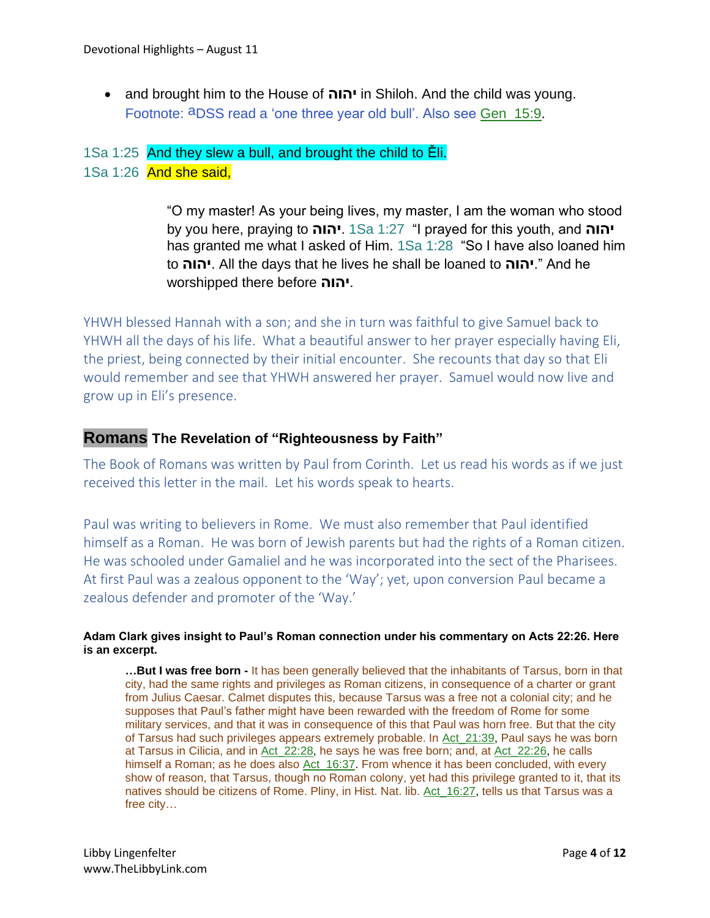- and brought him to the House of יהוה in Shiloh. And the child was young.
  Footnote: [a]DSS read a 'one three year old bull'. Also see Gen 15:9.

1Sa 1:25 And they slew a bull, and brought the child to Ěli.
1Sa 1:26 And she said,

> "O my master! As your being lives, my master, I am the woman who stood by you here, praying to יהוה. 1Sa 1:27 "I prayed for this youth, and יהוה has granted me what I asked of Him. 1Sa 1:28 "So I have also loaned him to יהוה. All the days that he lives he shall be loaned to יהוה." And he worshipped there before יהוה.

YHWH blessed Hannah with a son; and she in turn was faithful to give Samuel back to YHWH all the days of his life. What a beautiful answer to her prayer especially having Eli, the priest, being connected by their initial encounter. She recounts that day so that Eli would remember and see that YHWH answered her prayer. Samuel would now live and grow up in Eli's presence.

## Romans The Revelation of "Righteousness by Faith"

The Book of Romans was written by Paul from Corinth. Let us read his words as if we just received this letter in the mail. Let his words speak to hearts.

Paul was writing to believers in Rome. We must also remember that Paul identified himself as a Roman. He was born of Jewish parents but had the rights of a Roman citizen. He was schooled under Gamaliel and he was incorporated into the sect of the Pharisees. At first Paul was a zealous opponent to the 'Way'; yet, upon conversion Paul became a zealous defender and promoter of the 'Way.'

**Adam Clark gives insight to Paul's Roman connection under his commentary on Acts 22:26. Here is an excerpt.**

> **…But I was free born -** It has been generally believed that the inhabitants of Tarsus, born in that city, had the same rights and privileges as Roman citizens, in consequence of a charter or grant from Julius Caesar. Calmet disputes this, because Tarsus was a free not a colonial city; and he supposes that Paul's father might have been rewarded with the freedom of Rome for some military services, and that it was in consequence of this that Paul was horn free. But that the city of Tarsus had such privileges appears extremely probable. In Act_21:39, Paul says he was born at Tarsus in Cilicia, and in Act_22:28, he says he was free born; and, at Act_22:26, he calls himself a Roman; as he does also Act_16:37. From whence it has been concluded, with every show of reason, that Tarsus, though no Roman colony, yet had this privilege granted to it, that its natives should be citizens of Rome. Pliny, in Hist. Nat. lib. Act_16:27, tells us that Tarsus was a free city…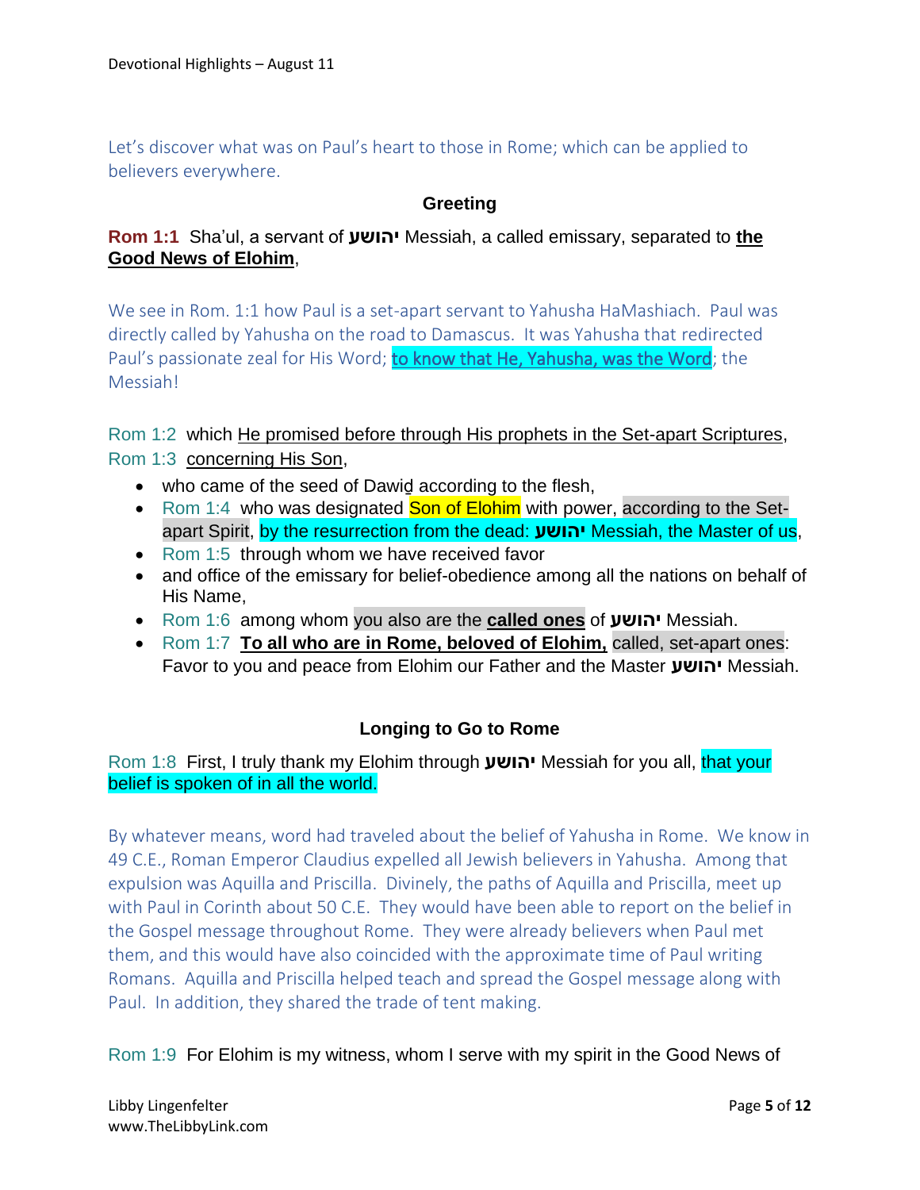Let's discover what was on Paul's heart to those in Rome; which can be applied to believers everywhere.

### Greeting

**Rom 1:1** Sha'ul, a servant of **יהושע** Messiah, a called emissary, separated to **the Good News of Elohim**,

We see in Rom. 1:1 how Paul is a set-apart servant to Yahusha HaMashiach. Paul was directly called by Yahusha on the road to Damascus. It was Yahusha that redirected Paul's passionate zeal for His Word; to know that He, Yahusha, was the Word; the Messiah!

Rom 1:2 which He promised before through His prophets in the Set-apart Scriptures,
Rom 1:3 concerning His Son,

- who came of the seed of Dawid according to the flesh,
- Rom 1:4 who was designated Son of Elohim with power, according to the Set-apart Spirit, by the resurrection from the dead: **יהושע** Messiah, the Master of us,
- Rom 1:5 through whom we have received favor
- and office of the emissary for belief-obedience among all the nations on behalf of His Name,
- Rom 1:6 among whom you also are the **called ones** of **יהושע** Messiah.
- Rom 1:7 **To all who are in Rome, beloved of Elohim,** called, set-apart ones: Favor to you and peace from Elohim our Father and the Master **יהושע** Messiah.

### Longing to Go to Rome

Rom 1:8 First, I truly thank my Elohim through **יהושע** Messiah for you all, that your belief is spoken of in all the world.

By whatever means, word had traveled about the belief of Yahusha in Rome. We know in 49 C.E., Roman Emperor Claudius expelled all Jewish believers in Yahusha. Among that expulsion was Aquilla and Priscilla. Divinely, the paths of Aquilla and Priscilla, meet up with Paul in Corinth about 50 C.E. They would have been able to report on the belief in the Gospel message throughout Rome. They were already believers when Paul met them, and this would have also coincided with the approximate time of Paul writing Romans. Aquilla and Priscilla helped teach and spread the Gospel message along with Paul. In addition, they shared the trade of tent making.

Rom 1:9 For Elohim is my witness, whom I serve with my spirit in the Good News of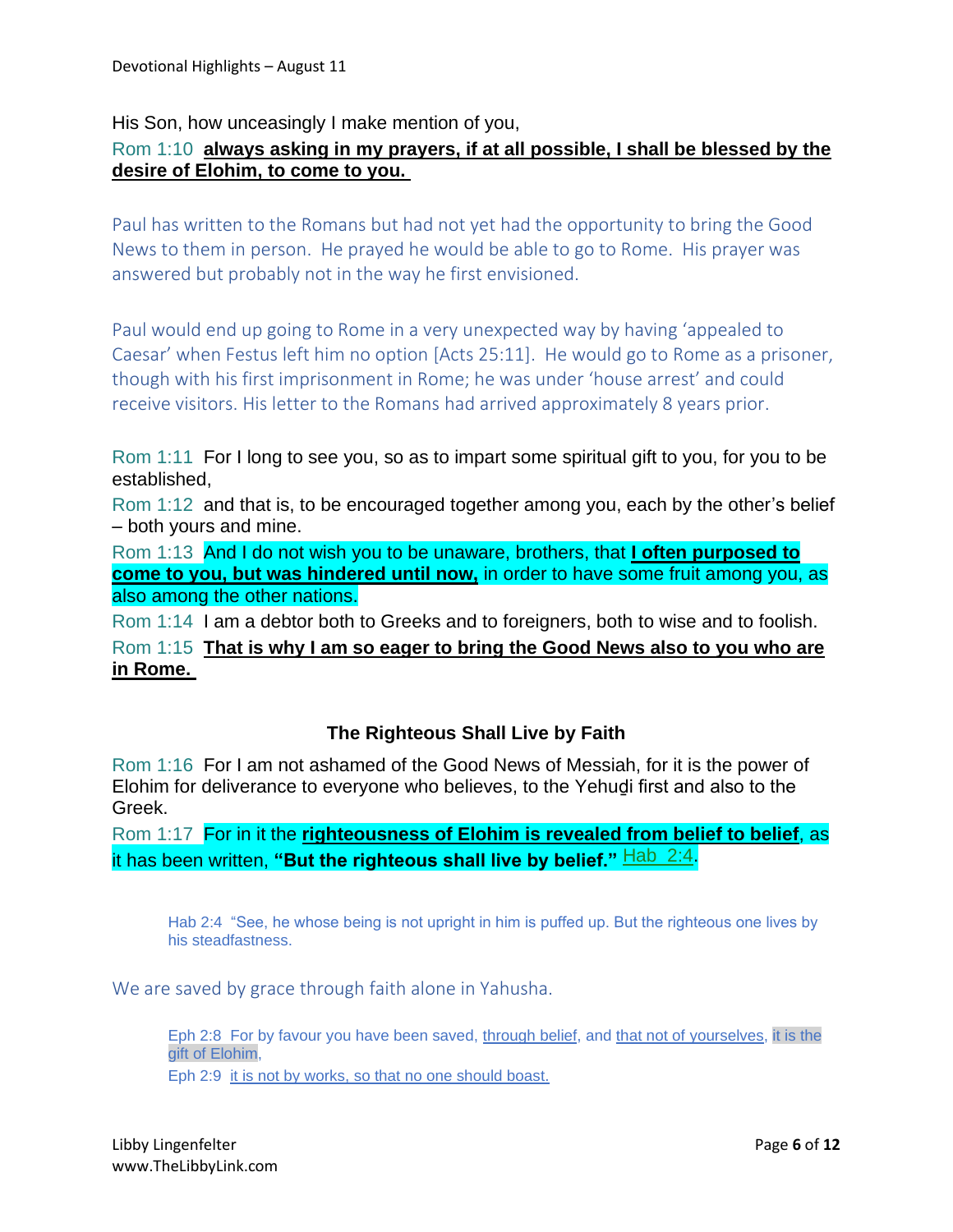His Son, how unceasingly I make mention of you,

Rom 1:10 **always asking in my prayers, if at all possible, I shall be blessed by the desire of Elohim, to come to you.**

Paul has written to the Romans but had not yet had the opportunity to bring the Good News to them in person. He prayed he would be able to go to Rome. His prayer was answered but probably not in the way he first envisioned.

Paul would end up going to Rome in a very unexpected way by having 'appealed to Caesar' when Festus left him no option [Acts 25:11]. He would go to Rome as a prisoner, though with his first imprisonment in Rome; he was under 'house arrest' and could receive visitors. His letter to the Romans had arrived approximately 8 years prior.

Rom 1:11 For I long to see you, so as to impart some spiritual gift to you, for you to be established,

Rom 1:12 and that is, to be encouraged together among you, each by the other's belief – both yours and mine.

Rom 1:13 And I do not wish you to be unaware, brothers, that **I often purposed to come to you, but was hindered until now,** in order to have some fruit among you, as also among the other nations.

Rom 1:14 I am a debtor both to Greeks and to foreigners, both to wise and to foolish.

Rom 1:15 **That is why I am so eager to bring the Good News also to you who are in Rome.**

### The Righteous Shall Live by Faith

Rom 1:16 For I am not ashamed of the Good News of Messiah, for it is the power of Elohim for deliverance to everyone who believes, to the Yehuḏi first and also to the Greek.

Rom 1:17 For in it the **righteousness of Elohim is revealed from belief to belief**, as it has been written, **"But the righteous shall live by belief."** Hab 2:4.

> Hab 2:4 "See, he whose being is not upright in him is puffed up. But the righteous one lives by his steadfastness.

We are saved by grace through faith alone in Yahusha.

> Eph 2:8 For by favour you have been saved, through belief, and that not of yourselves, it is the gift of Elohim,
>
> Eph 2:9 it is not by works, so that no one should boast.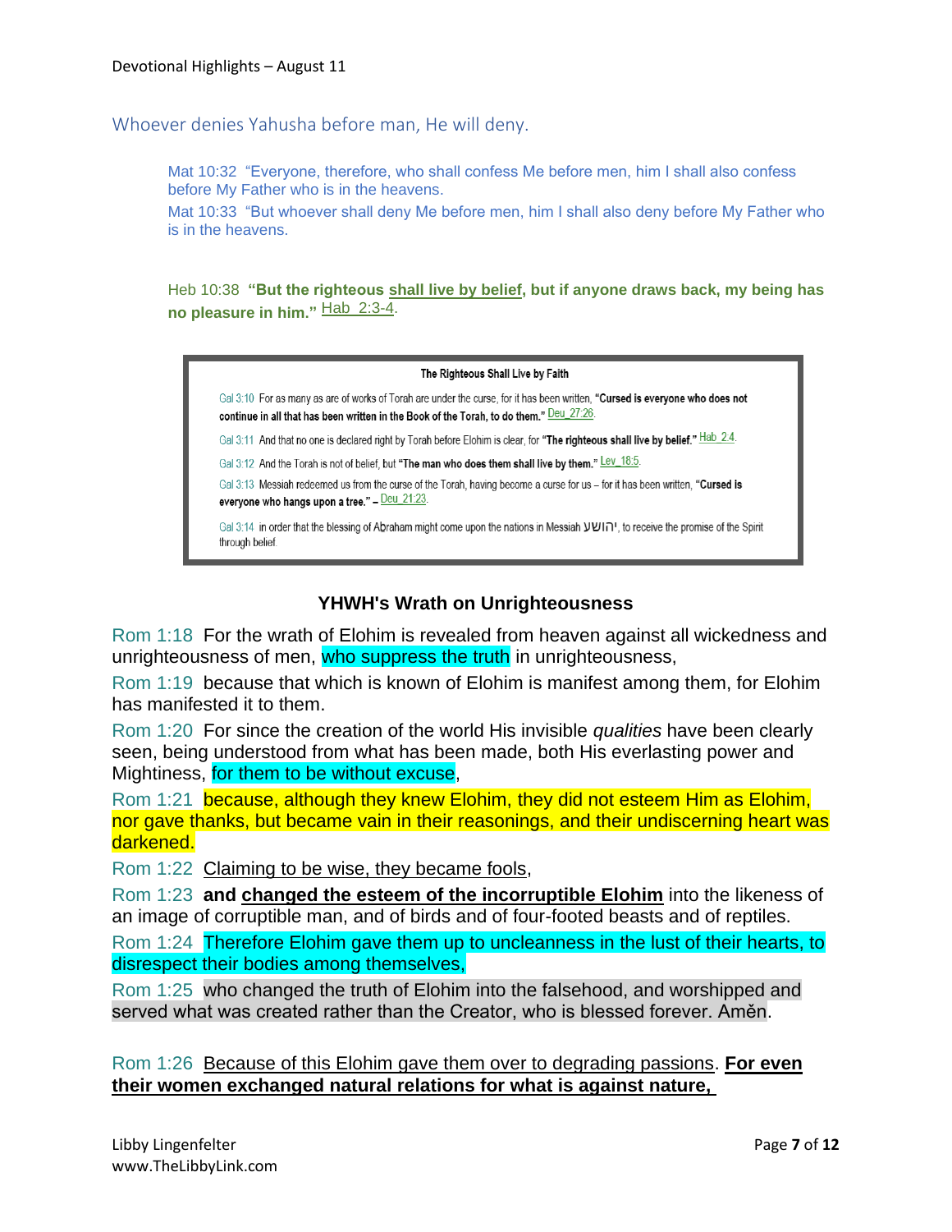## Whoever denies Yahusha before man, He will deny.

> Mat 10:32 "Everyone, therefore, who shall confess Me before men, him I shall also confess before My Father who is in the heavens.
>
> Mat 10:33 "But whoever shall deny Me before men, him I shall also deny before My Father who is in the heavens.

> Heb 10:38 **"But the righteous shall live by belief, but if anyone draws back, my being has no pleasure in him."** Hab 2:3-4.

**The Righteous Shall Live by Faith**

Gal 3:10 For as many as are of works of Torah are under the curse, for it has been written, **"Cursed is everyone who does not continue in all that has been written in the Book of the Torah, to do them."** Deu 27:26.

Gal 3:11 And that no one is declared right by Torah before Elohim is clear, for **"The righteous shall live by belief."** Hab 2:4.

Gal 3:12 And the Torah is not of belief, but **"The man who does them shall live by them."** Lev 18:5.

Gal 3:13 Messiah redeemed us from the curse of the Torah, having become a curse for us – for it has been written, **"Cursed is everyone who hangs upon a tree."** – Deu 21:23.

Gal 3:14 in order that the blessing of Aḇraham might come upon the nations in Messiah יהושע, to receive the promise of the Spirit through belief.

### YHWH's Wrath on Unrighteousness

Rom 1:18 For the wrath of Elohim is revealed from heaven against all wickedness and unrighteousness of men, who suppress the truth in unrighteousness,

Rom 1:19 because that which is known of Elohim is manifest among them, for Elohim has manifested it to them.

Rom 1:20 For since the creation of the world His invisible *qualities* have been clearly seen, being understood from what has been made, both His everlasting power and Mightiness, for them to be without excuse,

Rom 1:21 because, although they knew Elohim, they did not esteem Him as Elohim, nor gave thanks, but became vain in their reasonings, and their undiscerning heart was darkened.

Rom 1:22 Claiming to be wise, they became fools,

Rom 1:23 **and changed the esteem of the incorruptible Elohim** into the likeness of an image of corruptible man, and of birds and of four-footed beasts and of reptiles.

Rom 1:24 Therefore Elohim gave them up to uncleanness in the lust of their hearts, to disrespect their bodies among themselves,

Rom 1:25 who changed the truth of Elohim into the falsehood, and worshipped and served what was created rather than the Creator, who is blessed forever. Amĕn.

Rom 1:26 Because of this Elohim gave them over to degrading passions. **For even their women exchanged natural relations for what is against nature,**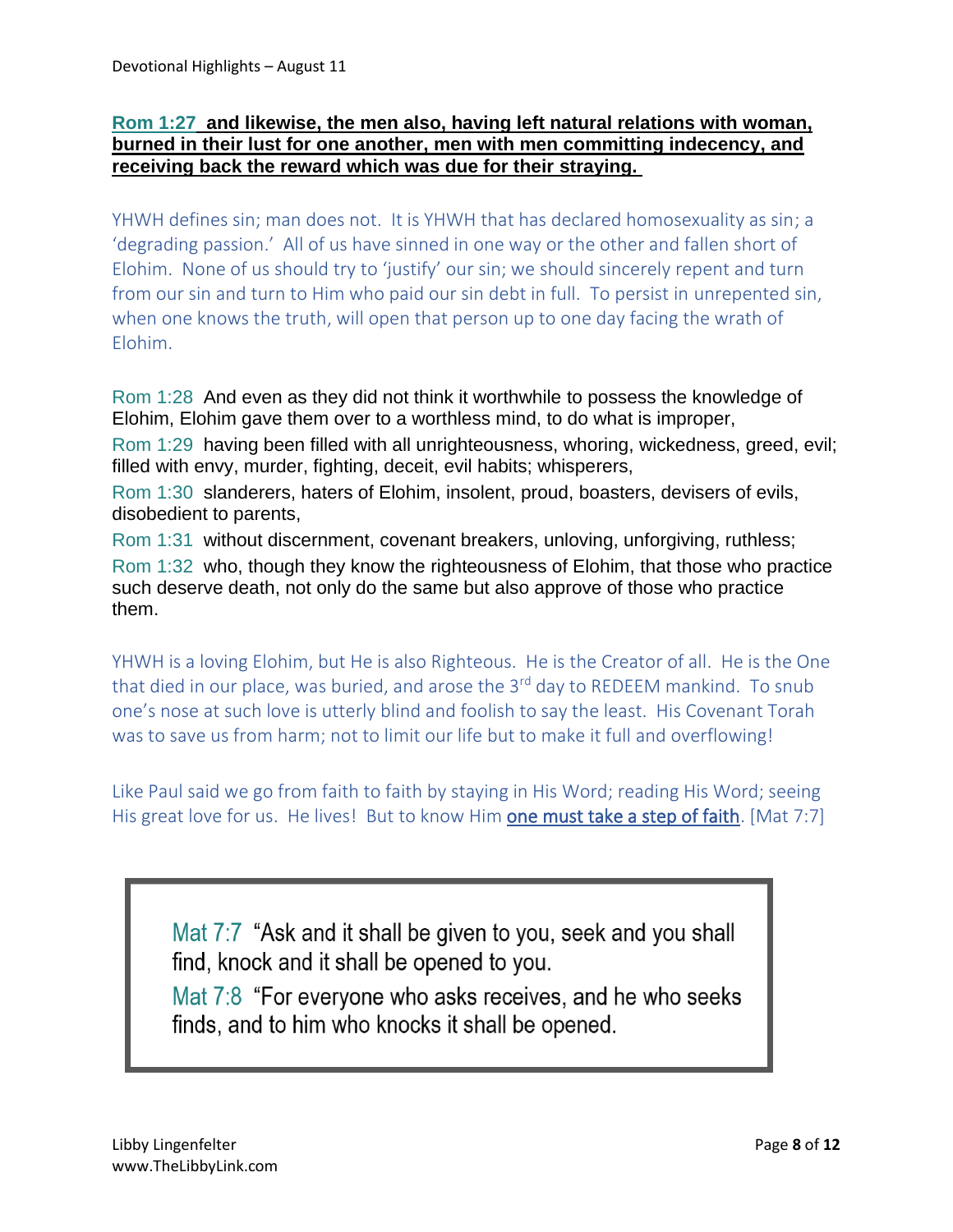**Rom 1:27 and likewise, the men also, having left natural relations with woman, burned in their lust for one another, men with men committing indecency, and receiving back the reward which was due for their straying.**

YHWH defines sin; man does not. It is YHWH that has declared homosexuality as sin; a 'degrading passion.' All of us have sinned in one way or the other and fallen short of Elohim. None of us should try to 'justify' our sin; we should sincerely repent and turn from our sin and turn to Him who paid our sin debt in full. To persist in unrepented sin, when one knows the truth, will open that person up to one day facing the wrath of Elohim.

Rom 1:28 And even as they did not think it worthwhile to possess the knowledge of Elohim, Elohim gave them over to a worthless mind, to do what is improper,

Rom 1:29 having been filled with all unrighteousness, whoring, wickedness, greed, evil; filled with envy, murder, fighting, deceit, evil habits; whisperers,

Rom 1:30 slanderers, haters of Elohim, insolent, proud, boasters, devisers of evils, disobedient to parents,

Rom 1:31 without discernment, covenant breakers, unloving, unforgiving, ruthless;

Rom 1:32 who, though they know the righteousness of Elohim, that those who practice such deserve death, not only do the same but also approve of those who practice them.

YHWH is a loving Elohim, but He is also Righteous. He is the Creator of all. He is the One that died in our place, was buried, and arose the 3rd day to REDEEM mankind. To snub one's nose at such love is utterly blind and foolish to say the least. His Covenant Torah was to save us from harm; not to limit our life but to make it full and overflowing!

Like Paul said we go from faith to faith by staying in His Word; reading His Word; seeing His great love for us. He lives! But to know Him one must take a step of faith. [Mat 7:7]

> Mat 7:7 "Ask and it shall be given to you, seek and you shall find, knock and it shall be opened to you.
>
> Mat 7:8 "For everyone who asks receives, and he who seeks finds, and to him who knocks it shall be opened.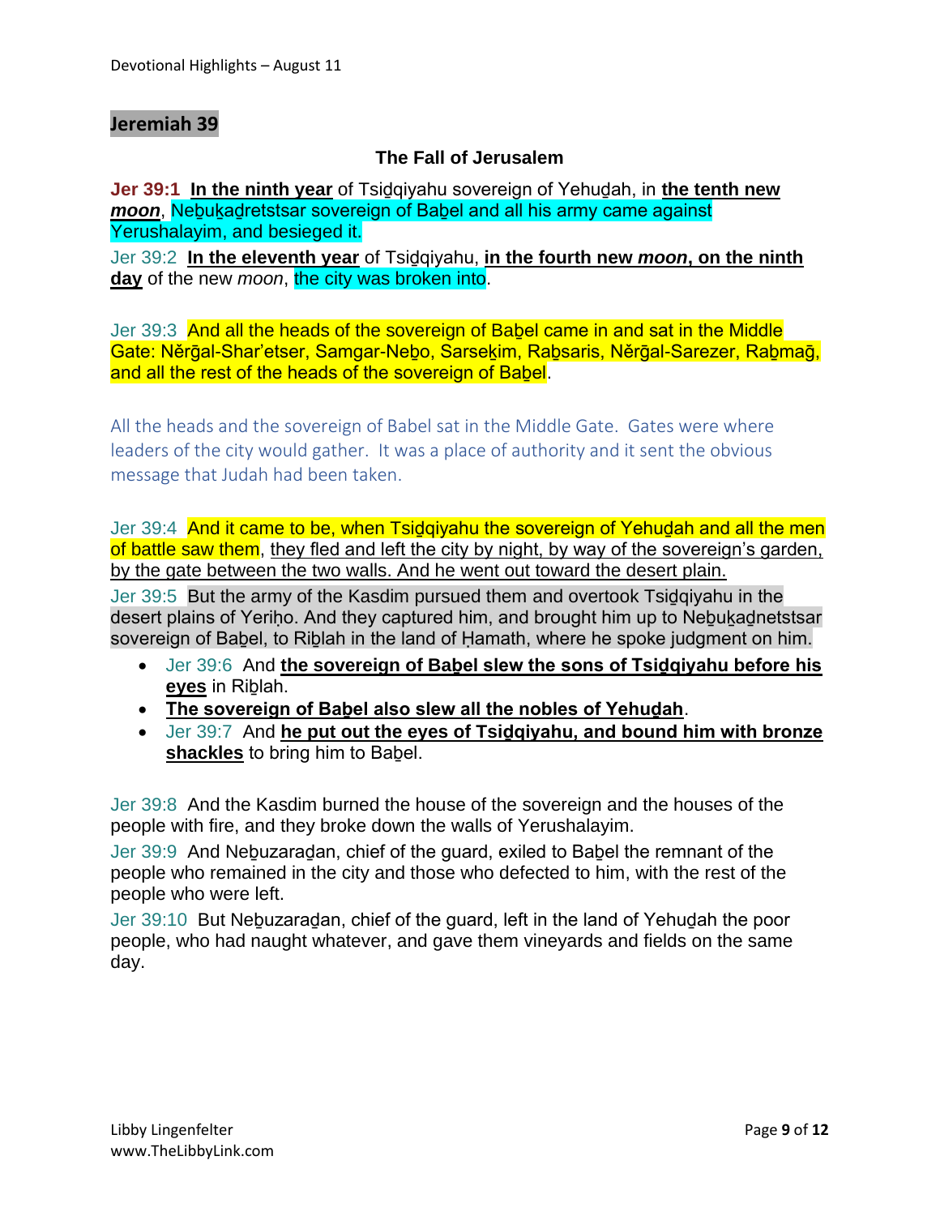## Jeremiah 39

### The Fall of Jerusalem

**Jer 39:1** **In the ninth year** of Tsiḏqiyahu sovereign of Yehuḏah, in **the tenth new *moon***, Neḇuḵaḏretstsar sovereign of Baḇel and all his army came against Yerushalayim, and besieged it.

Jer 39:2 **In the eleventh year** of Tsiḏqiyahu, **in the fourth new *moon*, on the ninth day** of the new *moon*, the city was broken into.

Jer 39:3 And all the heads of the sovereign of Baḇel came in and sat in the Middle Gate: Něrḡal-Shar'etser, Samgar-Neḇo, Sarseḵim, Raḇsaris, Něrḡal-Sarezer, Raḇmaḡ, and all the rest of the heads of the sovereign of Baḇel.

All the heads and the sovereign of Babel sat in the Middle Gate. Gates were where leaders of the city would gather. It was a place of authority and it sent the obvious message that Judah had been taken.

Jer 39:4 And it came to be, when Tsiḏqiyahu the sovereign of Yehuḏah and all the men of battle saw them, they fled and left the city by night, by way of the sovereign's garden, by the gate between the two walls. And he went out toward the desert plain.

Jer 39:5 But the army of the Kasdim pursued them and overtook Tsiḏqiyahu in the desert plains of Yeriḥo. And they captured him, and brought him up to Neḇuḵaḏnetstsar sovereign of Baḇel, to Riḇlah in the land of Ḥamath, where he spoke judgment on him.

- Jer 39:6 And **the sovereign of Baḇel slew the sons of Tsiḏqiyahu before his eyes** in Riḇlah.
- **The sovereign of Baḇel also slew all the nobles of Yehuḏah**.
- Jer 39:7 And **he put out the eyes of Tsiḏqiyahu, and bound him with bronze shackles** to bring him to Baḇel.

Jer 39:8 And the Kasdim burned the house of the sovereign and the houses of the people with fire, and they broke down the walls of Yerushalayim.

Jer 39:9 And Neḇuzaraḏan, chief of the guard, exiled to Baḇel the remnant of the people who remained in the city and those who defected to him, with the rest of the people who were left.

Jer 39:10 But Neḇuzaraḏan, chief of the guard, left in the land of Yehuḏah the poor people, who had naught whatever, and gave them vineyards and fields on the same day.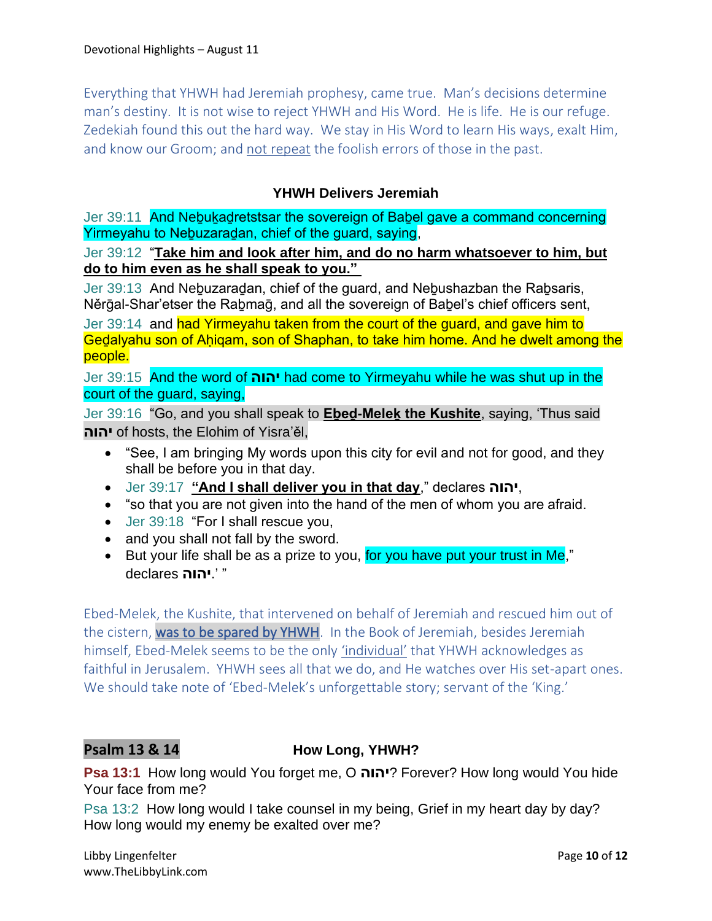Everything that YHWH had Jeremiah prophesy, came true. Man's decisions determine man's destiny. It is not wise to reject YHWH and His Word. He is life. He is our refuge. Zedekiah found this out the hard way. We stay in His Word to learn His ways, exalt Him, and know our Groom; and not repeat the foolish errors of those in the past.

### YHWH Delivers Jeremiah

Jer 39:11 And Neḇuḵaḏretstsar the sovereign of Baḇel gave a command concerning Yirmeyahu to Neḇuzaraḏan, chief of the guard, saying,

Jer 39:12 "**Take him and look after him, and do no harm whatsoever to him, but do to him even as he shall speak to you."**

Jer 39:13 And Neḇuzaraḏan, chief of the guard, and Neḇushazban the Raḇsaris, Něrḡal-Shar'etser the Raḇmaḡ, and all the sovereign of Baḇel's chief officers sent,

Jer 39:14 and had Yirmeyahu taken from the court of the guard, and gave him to Geḏalyahu son of Aḥiqam, son of Shaphan, to take him home. And he dwelt among the people.

Jer 39:15 And the word of **יהוה** had come to Yirmeyahu while he was shut up in the court of the guard, saying,

Jer 39:16 "Go, and you shall speak to **Eḇeḏ-Meleḵ the Kushite**, saying, 'Thus said **יהוה** of hosts, the Elohim of Yisra'ěl,

- "See, I am bringing My words upon this city for evil and not for good, and they shall be before you in that day.
- Jer 39:17 **"And I shall deliver you in that day**," declares **יהוה**,
- "so that you are not given into the hand of the men of whom you are afraid.
- Jer 39:18 "For I shall rescue you,
- and you shall not fall by the sword.
- But your life shall be as a prize to you, for you have put your trust in Me," declares **יהוה**.' "

Ebed-Melek, the Kushite, that intervened on behalf of Jeremiah and rescued him out of the cistern, was to be spared by YHWH. In the Book of Jeremiah, besides Jeremiah himself, Ebed-Melek seems to be the only 'individual' that YHWH acknowledges as faithful in Jerusalem. YHWH sees all that we do, and He watches over His set-apart ones. We should take note of 'Ebed-Melek's unforgettable story; servant of the 'King.'

### Psalm 13 & 14 — How Long, YHWH?

**Psa 13:1** How long would You forget me, O **יהוה**? Forever? How long would You hide Your face from me?

Psa 13:2 How long would I take counsel in my being, Grief in my heart day by day? How long would my enemy be exalted over me?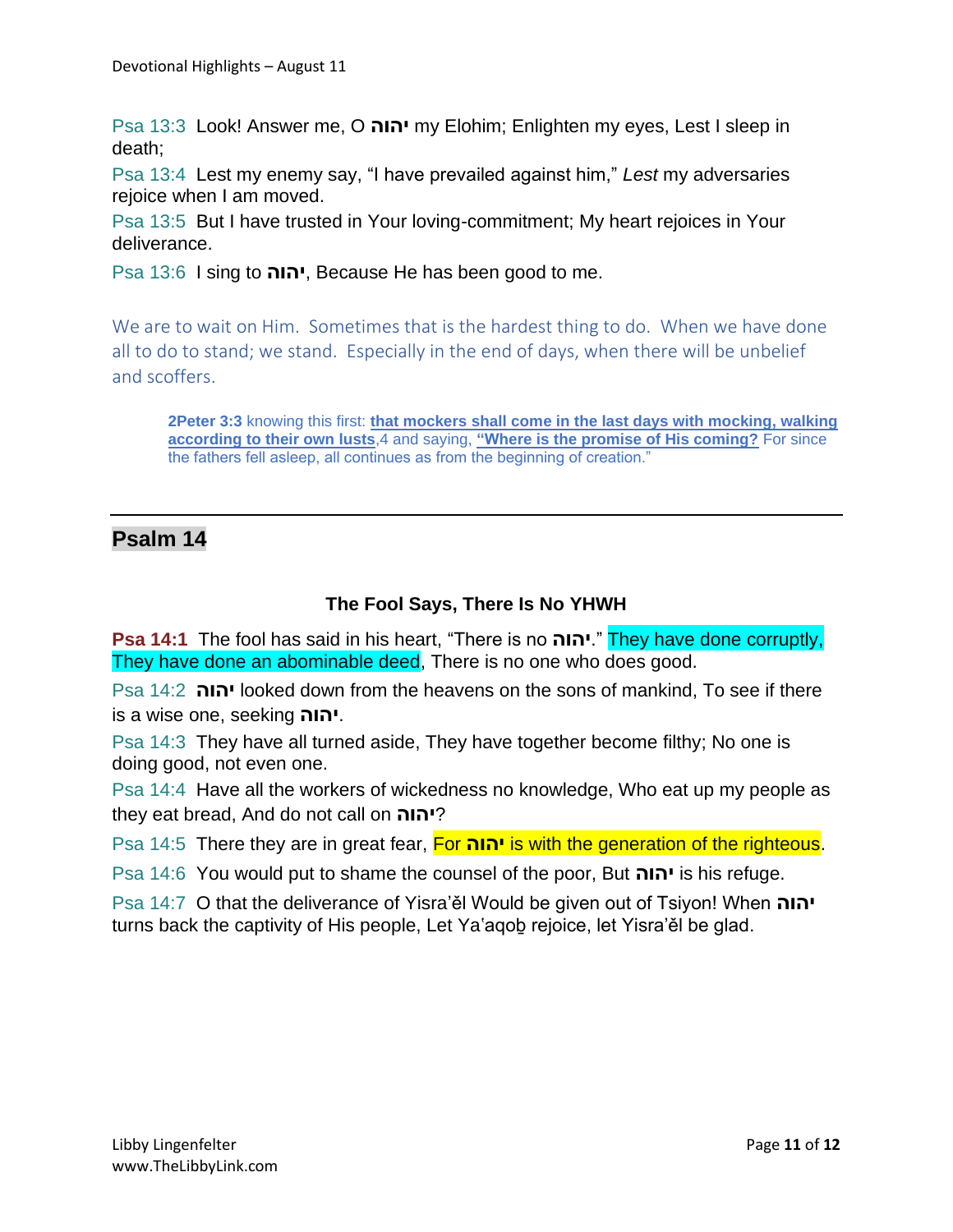Psa 13:3 Look! Answer me, O יהוה my Elohim; Enlighten my eyes, Lest I sleep in death;

Psa 13:4 Lest my enemy say, “I have prevailed against him,” *Lest* my adversaries rejoice when I am moved.

Psa 13:5 But I have trusted in Your loving-commitment; My heart rejoices in Your deliverance.

Psa 13:6 I sing to יהוה, Because He has been good to me.

We are to wait on Him. Sometimes that is the hardest thing to do. When we have done all to do to stand; we stand. Especially in the end of days, when there will be unbelief and scoffers.

> **2Peter 3:3** knowing this first: **that mockers shall come in the last days with mocking, walking according to their own lusts**,4 and saying, **“Where is the promise of His coming?** For since the fathers fell asleep, all continues as from the beginning of creation.”

---

## Psalm 14

### The Fool Says, There Is No YHWH

**Psa 14:1** The fool has said in his heart, “There is no יהוה.” They have done corruptly, They have done an abominable deed, There is no one who does good.

Psa 14:2 יהוה looked down from the heavens on the sons of mankind, To see if there is a wise one, seeking יהוה.

Psa 14:3 They have all turned aside, They have together become filthy; No one is doing good, not even one.

Psa 14:4 Have all the workers of wickedness no knowledge, Who eat up my people as they eat bread, And do not call on יהוה?

Psa 14:5 There they are in great fear, For יהוה is with the generation of the righteous.

Psa 14:6 You would put to shame the counsel of the poor, But יהוה is his refuge.

Psa 14:7 O that the deliverance of Yisra’ěl Would be given out of Tsiyon! When יהוה turns back the captivity of His people, Let Ya’aqoḇ rejoice, let Yisra’ěl be glad.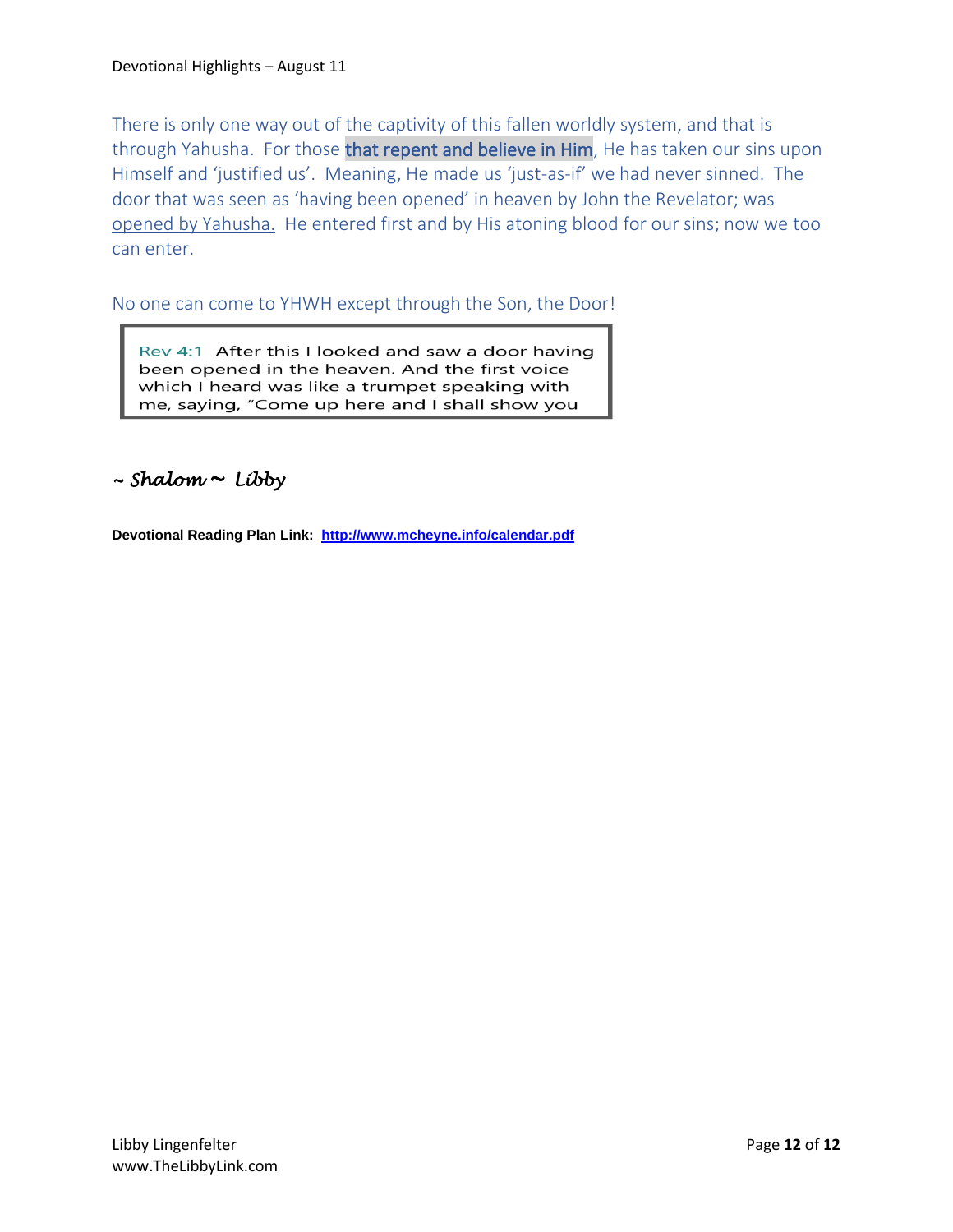There is only one way out of the captivity of this fallen worldly system, and that is through Yahusha. For those that repent and believe in Him, He has taken our sins upon Himself and 'justified us'. Meaning, He made us 'just-as-if' we had never sinned. The door that was seen as 'having been opened' in heaven by John the Revelator; was opened by Yahusha. He entered first and by His atoning blood for our sins; now we too can enter.

No one can come to YHWH except through the Son, the Door!

> Rev 4:1 After this I looked and saw a door having been opened in the heaven. And the first voice which I heard was like a trumpet speaking with me, saying, "Come up here and I shall show you

*~ Shalom ~ Libby*

**Devotional Reading Plan Link: http://www.mcheyne.info/calendar.pdf**